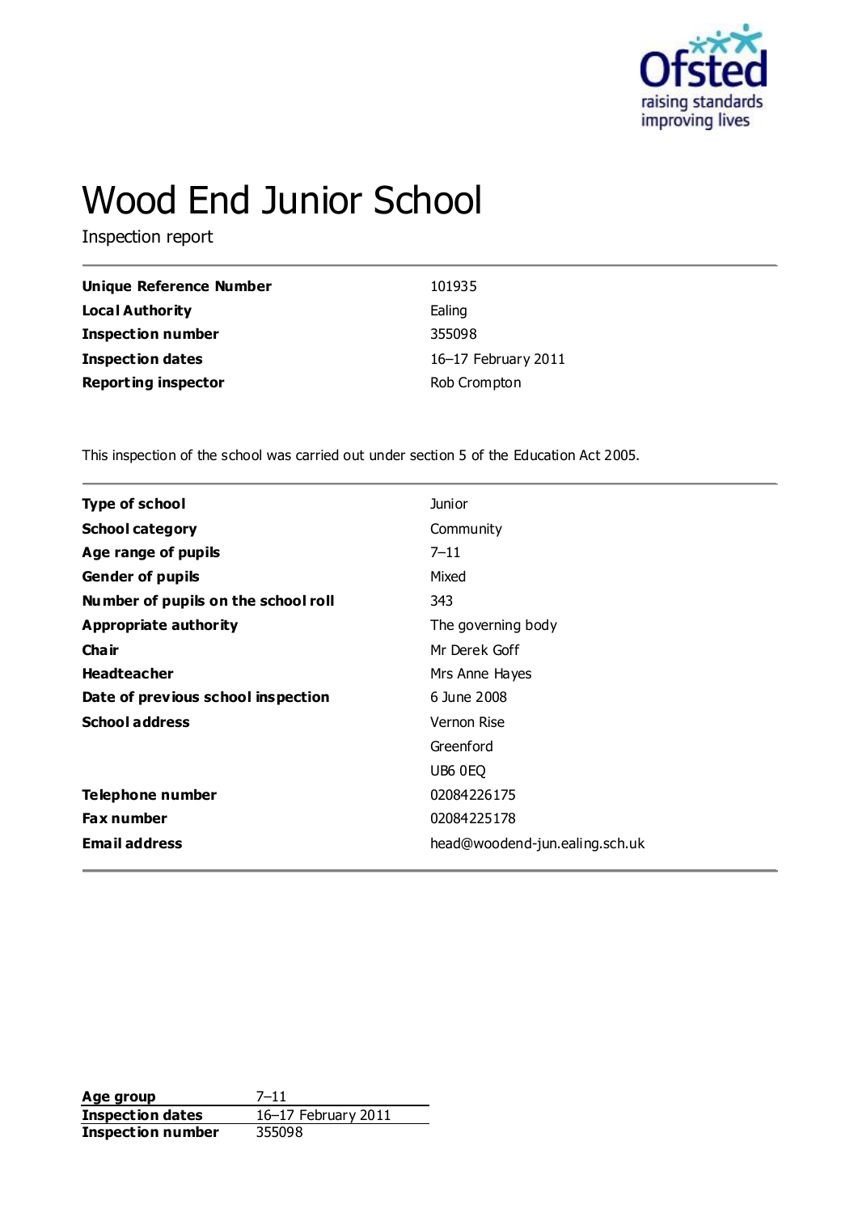# Wood End Junior School

Inspection report

| | |
|---|---|
| **Unique Reference Number** | 101935 |
| **Local Authority** | Ealing |
| **Inspection number** | 355098 |
| **Inspection dates** | 16–17 February 2011 |
| **Reporting inspector** | Rob Crompton |

This inspection of the school was carried out under section 5 of the Education Act 2005.

| | |
|---|---|
| **Type of school** | Junior |
| **School category** | Community |
| **Age range of pupils** | 7–11 |
| **Gender of pupils** | Mixed |
| **Number of pupils on the school roll** | 343 |
| **Appropriate authority** | The governing body |
| **Chair** | Mr Derek Goff |
| **Headteacher** | Mrs Anne Hayes |
| **Date of previous school inspection** | 6 June 2008 |
| **School address** | Vernon Rise |
| | Greenford |
| | UB6 0EQ |
| **Telephone number** | 02084226175 |
| **Fax number** | 02084225178 |
| **Email address** | head@woodend-jun.ealing.sch.uk |

| | |
|---|---|
| **Age group** | 7–11 |
| **Inspection dates** | 16–17 February 2011 |
| **Inspection number** | 355098 |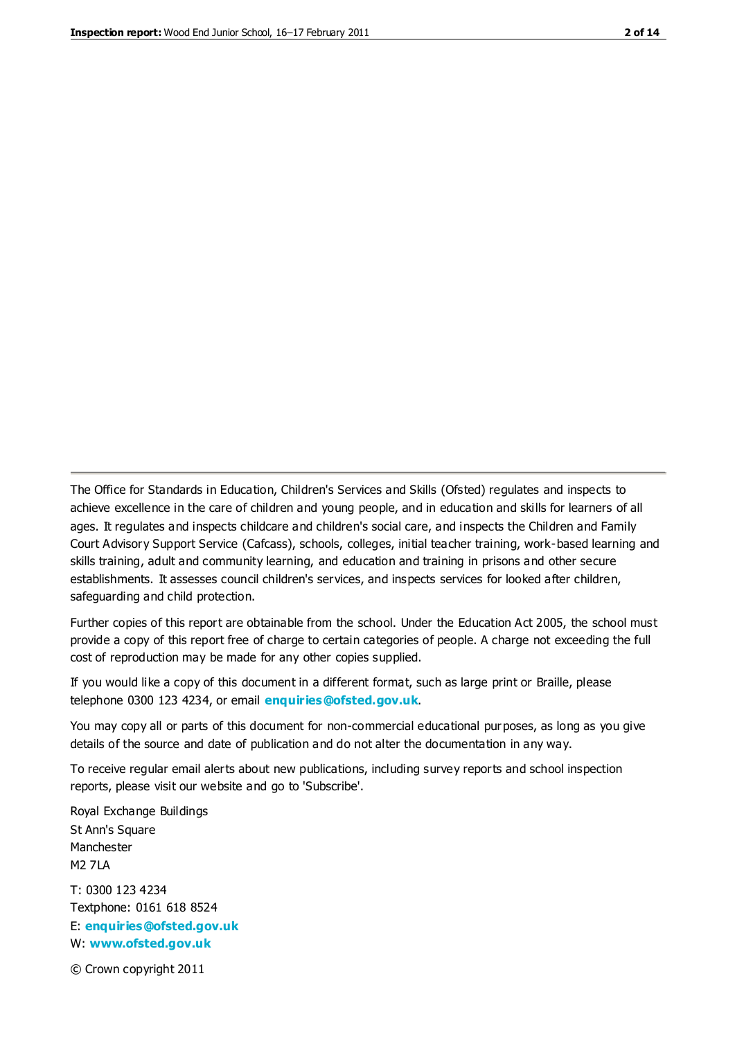The Office for Standards in Education, Children's Services and Skills (Ofsted) regulates and inspects to achieve excellence in the care of children and young people, and in education and skills for learners of all ages. It regulates and inspects childcare and children's social care, and inspects the Children and Family Court Advisory Support Service (Cafcass), schools, colleges, initial teacher training, work-based learning and skills training, adult and community learning, and education and training in prisons and other secure establishments. It assesses council children's services, and inspects services for looked after children, safeguarding and child protection.

Further copies of this report are obtainable from the school. Under the Education Act 2005, the school must provide a copy of this report free of charge to certain categories of people. A charge not exceeding the full cost of reproduction may be made for any other copies supplied.

If you would like a copy of this document in a different format, such as large print or Braille, please telephone 0300 123 4234, or email **enquiries@ofsted.gov.uk**.

You may copy all or parts of this document for non-commercial educational purposes, as long as you give details of the source and date of publication and do not alter the documentation in any way.

To receive regular email alerts about new publications, including survey reports and school inspection reports, please visit our website and go to 'Subscribe'.

Royal Exchange Buildings
St Ann's Square
Manchester
M2 7LA

T: 0300 123 4234
Textphone: 0161 618 8524
E: **enquiries@ofsted.gov.uk**
W: **www.ofsted.gov.uk**

© Crown copyright 2011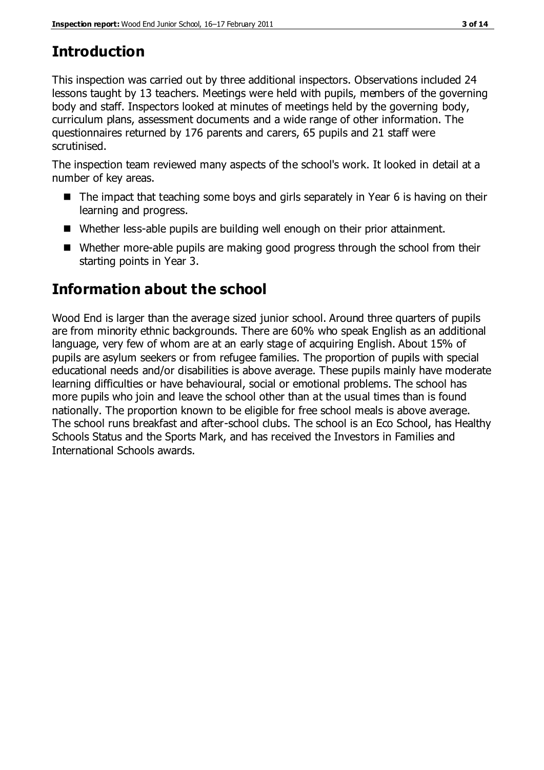## Introduction

This inspection was carried out by three additional inspectors. Observations included 24 lessons taught by 13 teachers. Meetings were held with pupils, members of the governing body and staff. Inspectors looked at minutes of meetings held by the governing body, curriculum plans, assessment documents and a wide range of other information. The questionnaires returned by 176 parents and carers, 65 pupils and 21 staff were scrutinised.

The inspection team reviewed many aspects of the school's work. It looked in detail at a number of key areas.

- The impact that teaching some boys and girls separately in Year 6 is having on their learning and progress.
- Whether less-able pupils are building well enough on their prior attainment.
- Whether more-able pupils are making good progress through the school from their starting points in Year 3.

## Information about the school

Wood End is larger than the average sized junior school. Around three quarters of pupils are from minority ethnic backgrounds. There are 60% who speak English as an additional language, very few of whom are at an early stage of acquiring English. About 15% of pupils are asylum seekers or from refugee families. The proportion of pupils with special educational needs and/or disabilities is above average. These pupils mainly have moderate learning difficulties or have behavioural, social or emotional problems. The school has more pupils who join and leave the school other than at the usual times than is found nationally. The proportion known to be eligible for free school meals is above average. The school runs breakfast and after-school clubs. The school is an Eco School, has Healthy Schools Status and the Sports Mark, and has received the Investors in Families and International Schools awards.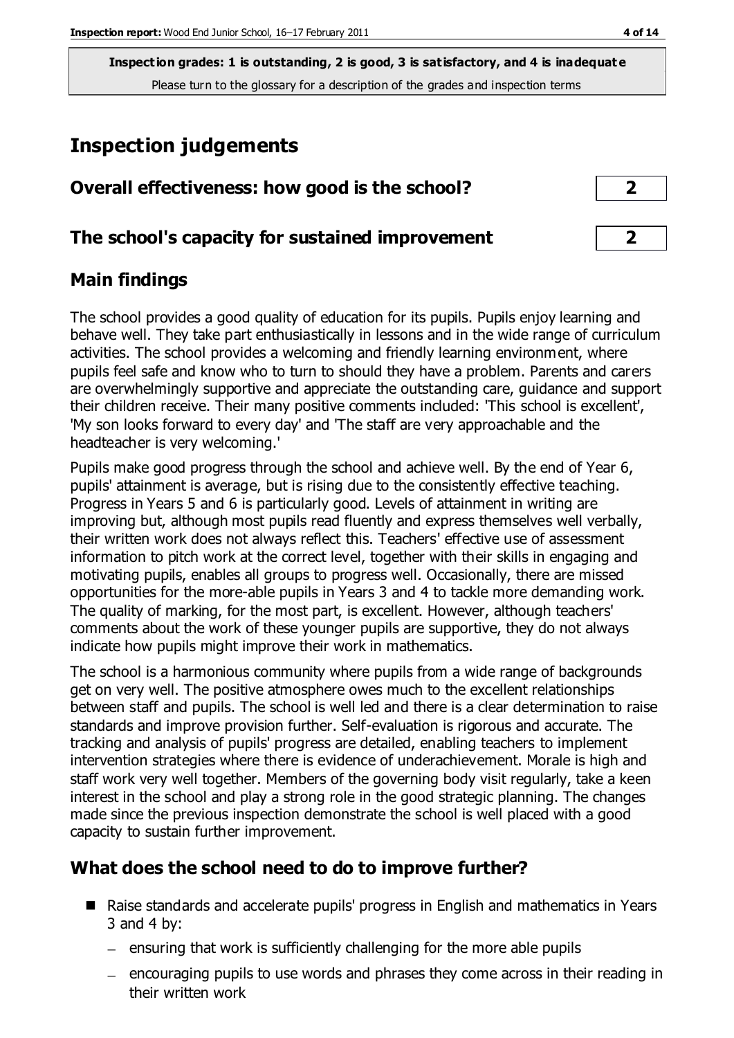**Inspection grades: 1 is outstanding, 2 is good, 3 is satisfactory, and 4 is inadequate**
Please turn to the glossary for a description of the grades and inspection terms

# Inspection judgements

| | |
|---|---|
| **Overall effectiveness: how good is the school?** | **2** |
| **The school's capacity for sustained improvement** | **2** |

## Main findings

The school provides a good quality of education for its pupils. Pupils enjoy learning and behave well. They take part enthusiastically in lessons and in the wide range of curriculum activities. The school provides a welcoming and friendly learning environment, where pupils feel safe and know who to turn to should they have a problem. Parents and carers are overwhelmingly supportive and appreciate the outstanding care, guidance and support their children receive. Their many positive comments included: 'This school is excellent', 'My son looks forward to every day' and 'The staff are very approachable and the headteacher is very welcoming.'

Pupils make good progress through the school and achieve well. By the end of Year 6, pupils' attainment is average, but is rising due to the consistently effective teaching. Progress in Years 5 and 6 is particularly good. Levels of attainment in writing are improving but, although most pupils read fluently and express themselves well verbally, their written work does not always reflect this. Teachers' effective use of assessment information to pitch work at the correct level, together with their skills in engaging and motivating pupils, enables all groups to progress well. Occasionally, there are missed opportunities for the more-able pupils in Years 3 and 4 to tackle more demanding work. The quality of marking, for the most part, is excellent. However, although teachers' comments about the work of these younger pupils are supportive, they do not always indicate how pupils might improve their work in mathematics.

The school is a harmonious community where pupils from a wide range of backgrounds get on very well. The positive atmosphere owes much to the excellent relationships between staff and pupils. The school is well led and there is a clear determination to raise standards and improve provision further. Self-evaluation is rigorous and accurate. The tracking and analysis of pupils' progress are detailed, enabling teachers to implement intervention strategies where there is evidence of underachievement. Morale is high and staff work very well together. Members of the governing body visit regularly, take a keen interest in the school and play a strong role in the good strategic planning. The changes made since the previous inspection demonstrate the school is well placed with a good capacity to sustain further improvement.

## What does the school need to do to improve further?

- Raise standards and accelerate pupils' progress in English and mathematics in Years 3 and 4 by:
  - ensuring that work is sufficiently challenging for the more able pupils
  - encouraging pupils to use words and phrases they come across in their reading in their written work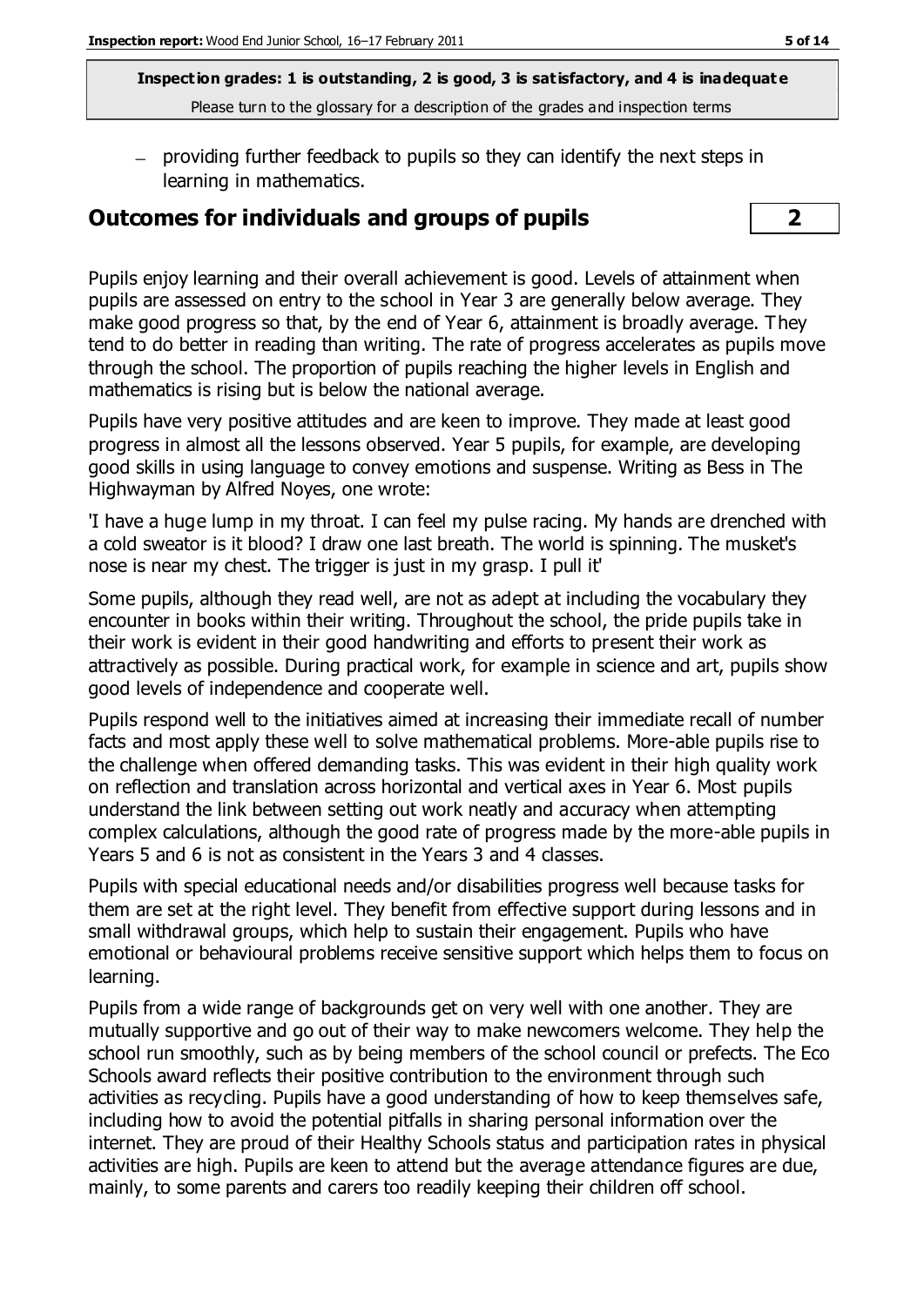**Inspection grades: 1 is outstanding, 2 is good, 3 is satisfactory, and 4 is inadequate**
Please turn to the glossary for a description of the grades and inspection terms

- providing further feedback to pupils so they can identify the next steps in learning in mathematics.

## Outcomes for individuals and groups of pupils | 2

Pupils enjoy learning and their overall achievement is good. Levels of attainment when pupils are assessed on entry to the school in Year 3 are generally below average. They make good progress so that, by the end of Year 6, attainment is broadly average. They tend to do better in reading than writing. The rate of progress accelerates as pupils move through the school. The proportion of pupils reaching the higher levels in English and mathematics is rising but is below the national average.

Pupils have very positive attitudes and are keen to improve. They made at least good progress in almost all the lessons observed. Year 5 pupils, for example, are developing good skills in using language to convey emotions and suspense. Writing as Bess in The Highwayman by Alfred Noyes, one wrote:

'I have a huge lump in my throat. I can feel my pulse racing. My hands are drenched with a cold sweator is it blood? I draw one last breath. The world is spinning. The musket's nose is near my chest. The trigger is just in my grasp. I pull it'

Some pupils, although they read well, are not as adept at including the vocabulary they encounter in books within their writing. Throughout the school, the pride pupils take in their work is evident in their good handwriting and efforts to present their work as attractively as possible. During practical work, for example in science and art, pupils show good levels of independence and cooperate well.

Pupils respond well to the initiatives aimed at increasing their immediate recall of number facts and most apply these well to solve mathematical problems. More-able pupils rise to the challenge when offered demanding tasks. This was evident in their high quality work on reflection and translation across horizontal and vertical axes in Year 6. Most pupils understand the link between setting out work neatly and accuracy when attempting complex calculations, although the good rate of progress made by the more-able pupils in Years 5 and 6 is not as consistent in the Years 3 and 4 classes.

Pupils with special educational needs and/or disabilities progress well because tasks for them are set at the right level. They benefit from effective support during lessons and in small withdrawal groups, which help to sustain their engagement. Pupils who have emotional or behavioural problems receive sensitive support which helps them to focus on learning.

Pupils from a wide range of backgrounds get on very well with one another. They are mutually supportive and go out of their way to make newcomers welcome. They help the school run smoothly, such as by being members of the school council or prefects. The Eco Schools award reflects their positive contribution to the environment through such activities as recycling. Pupils have a good understanding of how to keep themselves safe, including how to avoid the potential pitfalls in sharing personal information over the internet. They are proud of their Healthy Schools status and participation rates in physical activities are high. Pupils are keen to attend but the average attendance figures are due, mainly, to some parents and carers too readily keeping their children off school.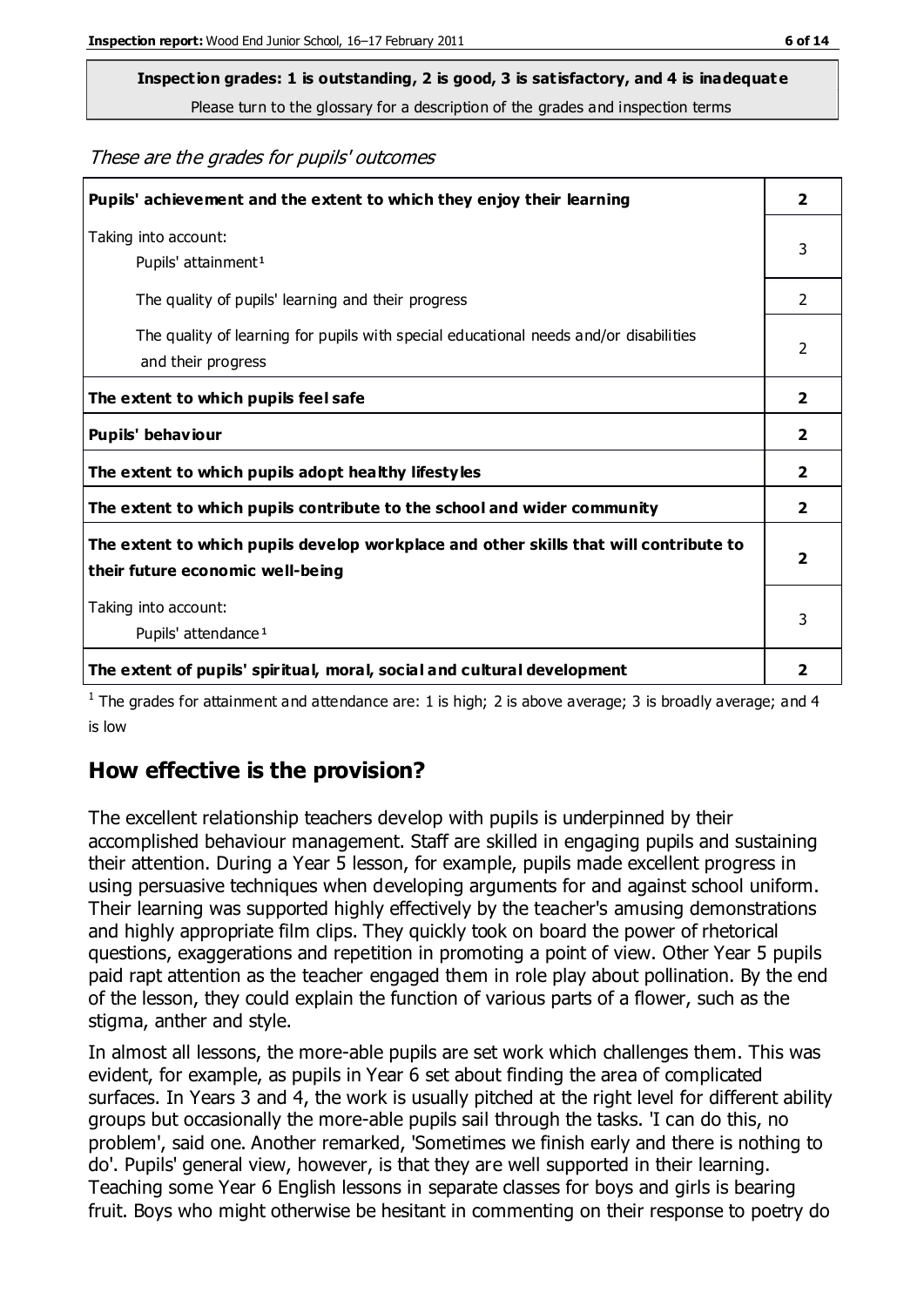**Inspection grades: 1 is outstanding, 2 is good, 3 is satisfactory, and 4 is inadequate**

Please turn to the glossary for a description of the grades and inspection terms

*These are the grades for pupils' outcomes*

| | |
|---|---|
| **Pupils' achievement and the extent to which they enjoy their learning** | **2** |
| Taking into account: Pupils' attainment[1] | 3 |
| The quality of pupils' learning and their progress | 2 |
| The quality of learning for pupils with special educational needs and/or disabilities and their progress | 2 |
| **The extent to which pupils feel safe** | **2** |
| **Pupils' behaviour** | **2** |
| **The extent to which pupils adopt healthy lifestyles** | **2** |
| **The extent to which pupils contribute to the school and wider community** | **2** |
| **The extent to which pupils develop workplace and other skills that will contribute to their future economic well-being** | **2** |
| Taking into account: Pupils' attendance[1] | 3 |
| **The extent of pupils' spiritual, moral, social and cultural development** | **2** |

[1] The grades for attainment and attendance are: 1 is high; 2 is above average; 3 is broadly average; and 4 is low

## How effective is the provision?

The excellent relationship teachers develop with pupils is underpinned by their accomplished behaviour management. Staff are skilled in engaging pupils and sustaining their attention. During a Year 5 lesson, for example, pupils made excellent progress in using persuasive techniques when developing arguments for and against school uniform. Their learning was supported highly effectively by the teacher's amusing demonstrations and highly appropriate film clips. They quickly took on board the power of rhetorical questions, exaggerations and repetition in promoting a point of view. Other Year 5 pupils paid rapt attention as the teacher engaged them in role play about pollination. By the end of the lesson, they could explain the function of various parts of a flower, such as the stigma, anther and style.

In almost all lessons, the more-able pupils are set work which challenges them. This was evident, for example, as pupils in Year 6 set about finding the area of complicated surfaces. In Years 3 and 4, the work is usually pitched at the right level for different ability groups but occasionally the more-able pupils sail through the tasks. 'I can do this, no problem', said one. Another remarked, 'Sometimes we finish early and there is nothing to do'. Pupils' general view, however, is that they are well supported in their learning. Teaching some Year 6 English lessons in separate classes for boys and girls is bearing fruit. Boys who might otherwise be hesitant in commenting on their response to poetry do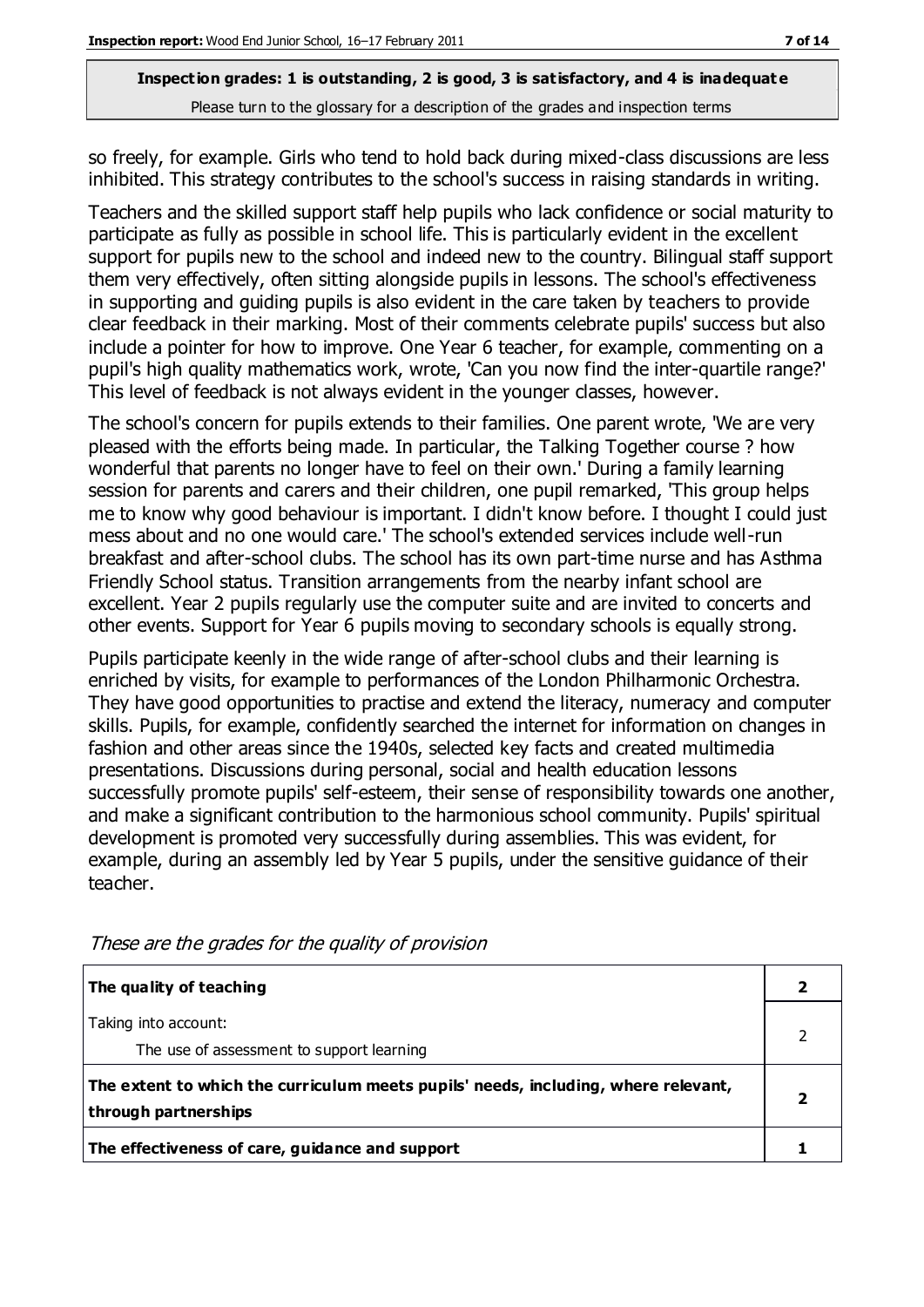so freely, for example. Girls who tend to hold back during mixed-class discussions are less inhibited. This strategy contributes to the school's success in raising standards in writing.

Teachers and the skilled support staff help pupils who lack confidence or social maturity to participate as fully as possible in school life. This is particularly evident in the excellent support for pupils new to the school and indeed new to the country. Bilingual staff support them very effectively, often sitting alongside pupils in lessons. The school's effectiveness in supporting and guiding pupils is also evident in the care taken by teachers to provide clear feedback in their marking. Most of their comments celebrate pupils' success but also include a pointer for how to improve. One Year 6 teacher, for example, commenting on a pupil's high quality mathematics work, wrote, 'Can you now find the inter-quartile range?' This level of feedback is not always evident in the younger classes, however.

The school's concern for pupils extends to their families. One parent wrote, 'We are very pleased with the efforts being made. In particular, the Talking Together course ? how wonderful that parents no longer have to feel on their own.' During a family learning session for parents and carers and their children, one pupil remarked, 'This group helps me to know why good behaviour is important. I didn't know before. I thought I could just mess about and no one would care.' The school's extended services include well-run breakfast and after-school clubs. The school has its own part-time nurse and has Asthma Friendly School status. Transition arrangements from the nearby infant school are excellent. Year 2 pupils regularly use the computer suite and are invited to concerts and other events. Support for Year 6 pupils moving to secondary schools is equally strong.

Pupils participate keenly in the wide range of after-school clubs and their learning is enriched by visits, for example to performances of the London Philharmonic Orchestra. They have good opportunities to practise and extend the literacy, numeracy and computer skills. Pupils, for example, confidently searched the internet for information on changes in fashion and other areas since the 1940s, selected key facts and created multimedia presentations. Discussions during personal, social and health education lessons successfully promote pupils' self-esteem, their sense of responsibility towards one another, and make a significant contribution to the harmonious school community. Pupils' spiritual development is promoted very successfully during assemblies. This was evident, for example, during an assembly led by Year 5 pupils, under the sensitive guidance of their teacher.

*These are the grades for the quality of provision*

| | |
|---|---|
| **The quality of teaching** | **2** |
| Taking into account:<br>The use of assessment to support learning | 2 |
| **The extent to which the curriculum meets pupils' needs, including, where relevant, through partnerships** | **2** |
| **The effectiveness of care, guidance and support** | **1** |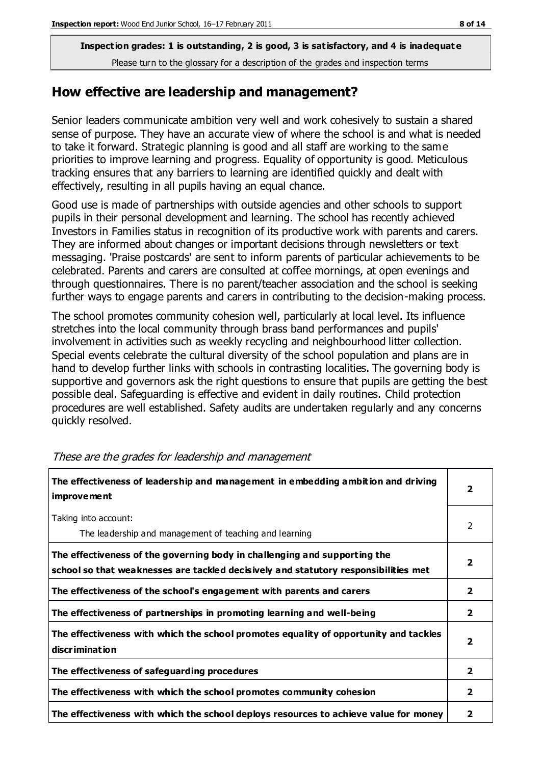**Inspection grades: 1 is outstanding, 2 is good, 3 is satisfactory, and 4 is inadequate**

Please turn to the glossary for a description of the grades and inspection terms

## How effective are leadership and management?

Senior leaders communicate ambition very well and work cohesively to sustain a shared sense of purpose. They have an accurate view of where the school is and what is needed to take it forward. Strategic planning is good and all staff are working to the same priorities to improve learning and progress. Equality of opportunity is good. Meticulous tracking ensures that any barriers to learning are identified quickly and dealt with effectively, resulting in all pupils having an equal chance.

Good use is made of partnerships with outside agencies and other schools to support pupils in their personal development and learning. The school has recently achieved Investors in Families status in recognition of its productive work with parents and carers. They are informed about changes or important decisions through newsletters or text messaging. 'Praise postcards' are sent to inform parents of particular achievements to be celebrated. Parents and carers are consulted at coffee mornings, at open evenings and through questionnaires. There is no parent/teacher association and the school is seeking further ways to engage parents and carers in contributing to the decision-making process.

The school promotes community cohesion well, particularly at local level. Its influence stretches into the local community through brass band performances and pupils' involvement in activities such as weekly recycling and neighbourhood litter collection. Special events celebrate the cultural diversity of the school population and plans are in hand to develop further links with schools in contrasting localities. The governing body is supportive and governors ask the right questions to ensure that pupils are getting the best possible deal. Safeguarding is effective and evident in daily routines. Child protection procedures are well established. Safety audits are undertaken regularly and any concerns quickly resolved.

*These are the grades for leadership and management*

| | |
|---|---|
| **The effectiveness of leadership and management in embedding ambition and driving improvement** | **2** |
| Taking into account: The leadership and management of teaching and learning | 2 |
| **The effectiveness of the governing body in challenging and supporting the school so that weaknesses are tackled decisively and statutory responsibilities met** | **2** |
| **The effectiveness of the school's engagement with parents and carers** | **2** |
| **The effectiveness of partnerships in promoting learning and well-being** | **2** |
| **The effectiveness with which the school promotes equality of opportunity and tackles discrimination** | **2** |
| **The effectiveness of safeguarding procedures** | **2** |
| **The effectiveness with which the school promotes community cohesion** | **2** |
| **The effectiveness with which the school deploys resources to achieve value for money** | **2** |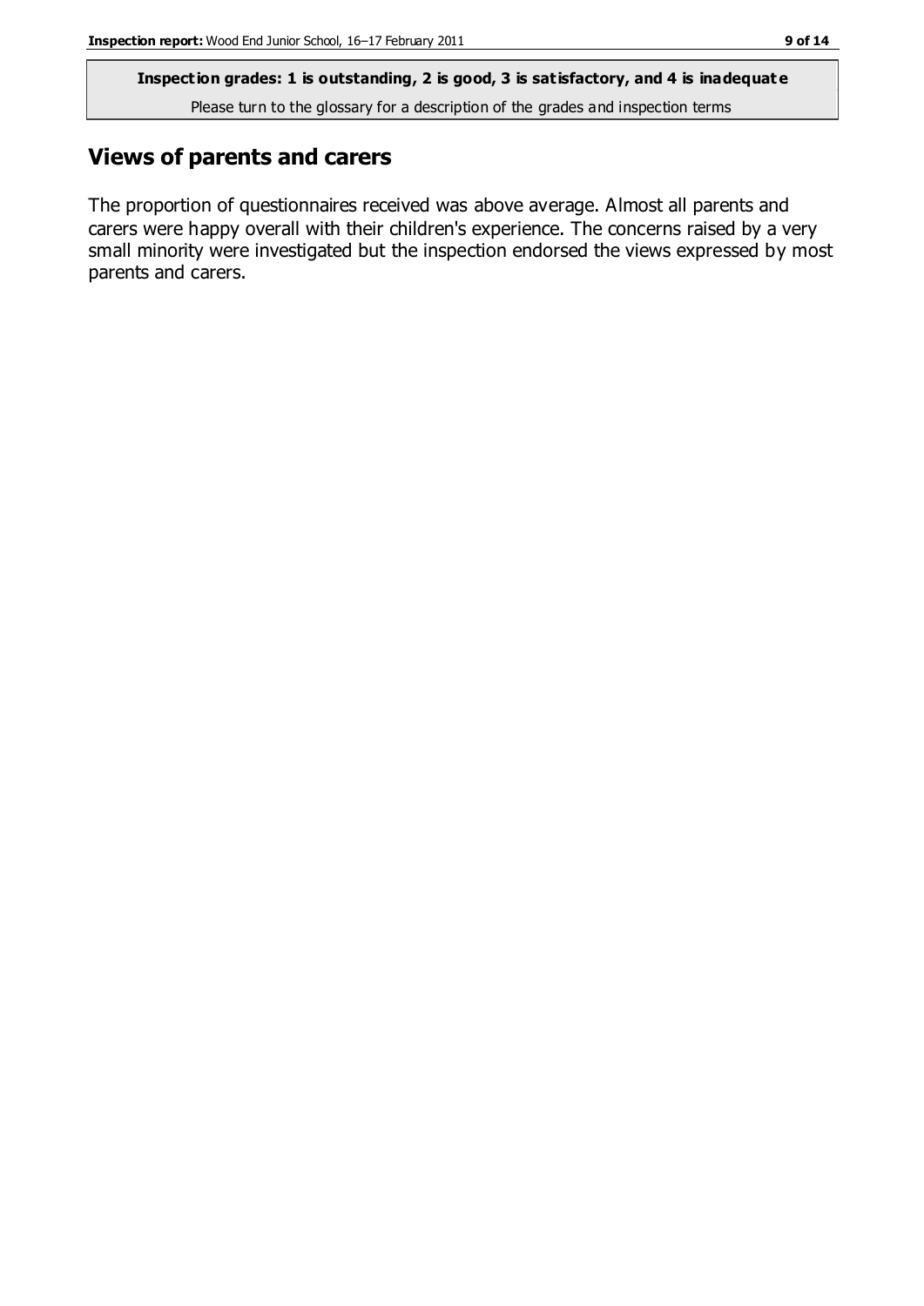**Inspection grades: 1 is outstanding, 2 is good, 3 is satisfactory, and 4 is inadequate**

Please turn to the glossary for a description of the grades and inspection terms

## Views of parents and carers

The proportion of questionnaires received was above average. Almost all parents and carers were happy overall with their children's experience. The concerns raised by a very small minority were investigated but the inspection endorsed the views expressed by most parents and carers.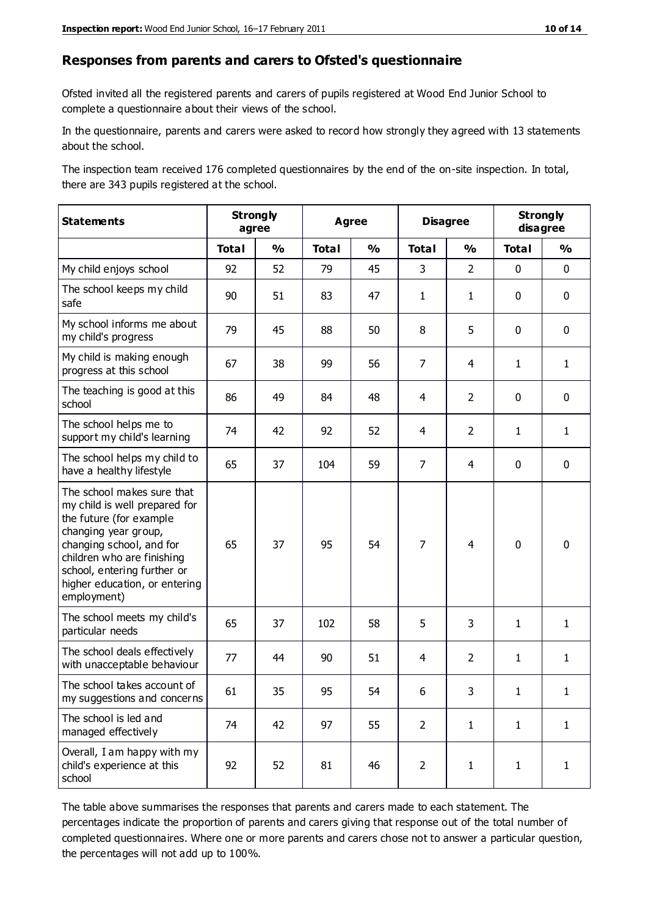## Responses from parents and carers to Ofsted's questionnaire

Ofsted invited all the registered parents and carers of pupils registered at Wood End Junior School to complete a questionnaire about their views of the school.

In the questionnaire, parents and carers were asked to record how strongly they agreed with 13 statements about the school.

The inspection team received 176 completed questionnaires by the end of the on-site inspection. In total, there are 343 pupils registered at the school.

| Statements | Strongly agree | | Agree | | Disagree | | Strongly disagree | |
|---|---|---|---|---|---|---|---|---|
| | Total | % | Total | % | Total | % | Total | % |
| My child enjoys school | 92 | 52 | 79 | 45 | 3 | 2 | 0 | 0 |
| The school keeps my child safe | 90 | 51 | 83 | 47 | 1 | 1 | 0 | 0 |
| My school informs me about my child's progress | 79 | 45 | 88 | 50 | 8 | 5 | 0 | 0 |
| My child is making enough progress at this school | 67 | 38 | 99 | 56 | 7 | 4 | 1 | 1 |
| The teaching is good at this school | 86 | 49 | 84 | 48 | 4 | 2 | 0 | 0 |
| The school helps me to support my child's learning | 74 | 42 | 92 | 52 | 4 | 2 | 1 | 1 |
| The school helps my child to have a healthy lifestyle | 65 | 37 | 104 | 59 | 7 | 4 | 0 | 0 |
| The school makes sure that my child is well prepared for the future (for example changing year group, changing school, and for children who are finishing school, entering further or higher education, or entering employment) | 65 | 37 | 95 | 54 | 7 | 4 | 0 | 0 |
| The school meets my child's particular needs | 65 | 37 | 102 | 58 | 5 | 3 | 1 | 1 |
| The school deals effectively with unacceptable behaviour | 77 | 44 | 90 | 51 | 4 | 2 | 1 | 1 |
| The school takes account of my suggestions and concerns | 61 | 35 | 95 | 54 | 6 | 3 | 1 | 1 |
| The school is led and managed effectively | 74 | 42 | 97 | 55 | 2 | 1 | 1 | 1 |
| Overall, I am happy with my child's experience at this school | 92 | 52 | 81 | 46 | 2 | 1 | 1 | 1 |

The table above summarises the responses that parents and carers made to each statement. The percentages indicate the proportion of parents and carers giving that response out of the total number of completed questionnaires. Where one or more parents and carers chose not to answer a particular question, the percentages will not add up to 100%.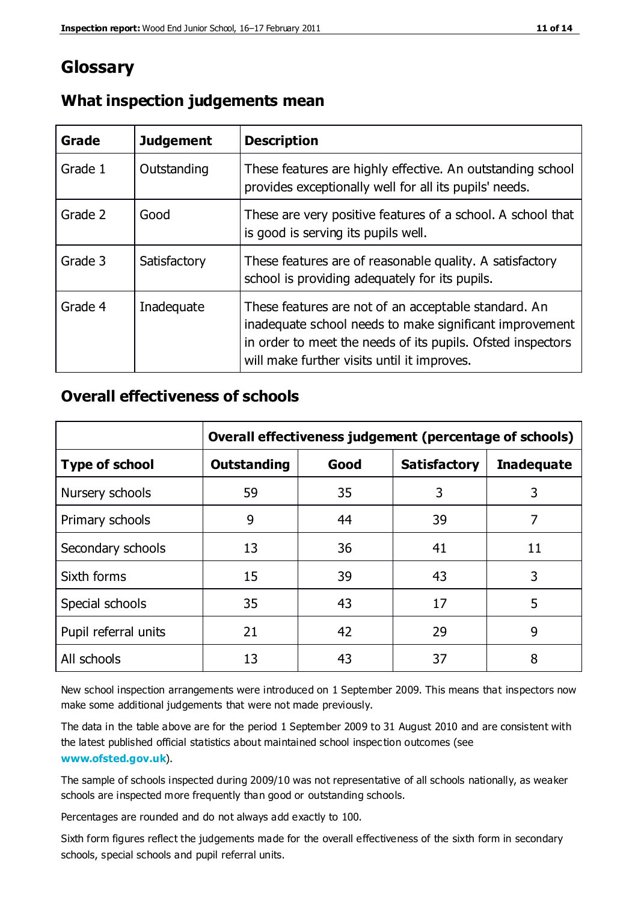# Glossary

## What inspection judgements mean

| Grade | Judgement | Description |
|---|---|---|
| Grade 1 | Outstanding | These features are highly effective. An outstanding school provides exceptionally well for all its pupils' needs. |
| Grade 2 | Good | These are very positive features of a school. A school that is good is serving its pupils well. |
| Grade 3 | Satisfactory | These features are of reasonable quality. A satisfactory school is providing adequately for its pupils. |
| Grade 4 | Inadequate | These features are not of an acceptable standard. An inadequate school needs to make significant improvement in order to meet the needs of its pupils. Ofsted inspectors will make further visits until it improves. |

## Overall effectiveness of schools

| | Overall effectiveness judgement (percentage of schools) | | | |
|---|---|---|---|---|
| **Type of school** | **Outstanding** | **Good** | **Satisfactory** | **Inadequate** |
| Nursery schools | 59 | 35 | 3 | 3 |
| Primary schools | 9 | 44 | 39 | 7 |
| Secondary schools | 13 | 36 | 41 | 11 |
| Sixth forms | 15 | 39 | 43 | 3 |
| Special schools | 35 | 43 | 17 | 5 |
| Pupil referral units | 21 | 42 | 29 | 9 |
| All schools | 13 | 43 | 37 | 8 |

New school inspection arrangements were introduced on 1 September 2009. This means that inspectors now make some additional judgements that were not made previously.

The data in the table above are for the period 1 September 2009 to 31 August 2010 and are consistent with the latest published official statistics about maintained school inspection outcomes (see **www.ofsted.gov.uk**).

The sample of schools inspected during 2009/10 was not representative of all schools nationally, as weaker schools are inspected more frequently than good or outstanding schools.

Percentages are rounded and do not always add exactly to 100.

Sixth form figures reflect the judgements made for the overall effectiveness of the sixth form in secondary schools, special schools and pupil referral units.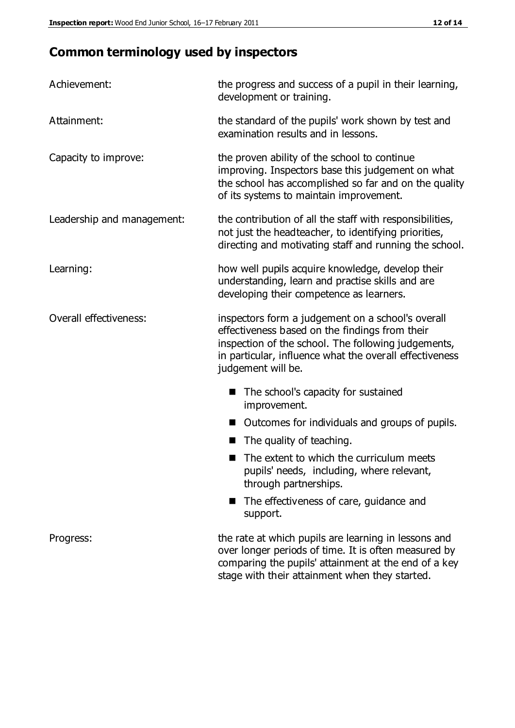## Common terminology used by inspectors

| | |
|---|---|
| Achievement: | the progress and success of a pupil in their learning, development or training. |
| Attainment: | the standard of the pupils' work shown by test and examination results and in lessons. |
| Capacity to improve: | the proven ability of the school to continue improving. Inspectors base this judgement on what the school has accomplished so far and on the quality of its systems to maintain improvement. |
| Leadership and management: | the contribution of all the staff with responsibilities, not just the headteacher, to identifying priorities, directing and motivating staff and running the school. |
| Learning: | how well pupils acquire knowledge, develop their understanding, learn and practise skills and are developing their competence as learners. |
| Overall effectiveness: | inspectors form a judgement on a school's overall effectiveness based on the findings from their inspection of the school. The following judgements, in particular, influence what the overall effectiveness judgement will be.<br>■ The school's capacity for sustained improvement.<br>■ Outcomes for individuals and groups of pupils.<br>■ The quality of teaching.<br>■ The extent to which the curriculum meets pupils' needs, including, where relevant, through partnerships.<br>■ The effectiveness of care, guidance and support. |
| Progress: | the rate at which pupils are learning in lessons and over longer periods of time. It is often measured by comparing the pupils' attainment at the end of a key stage with their attainment when they started. |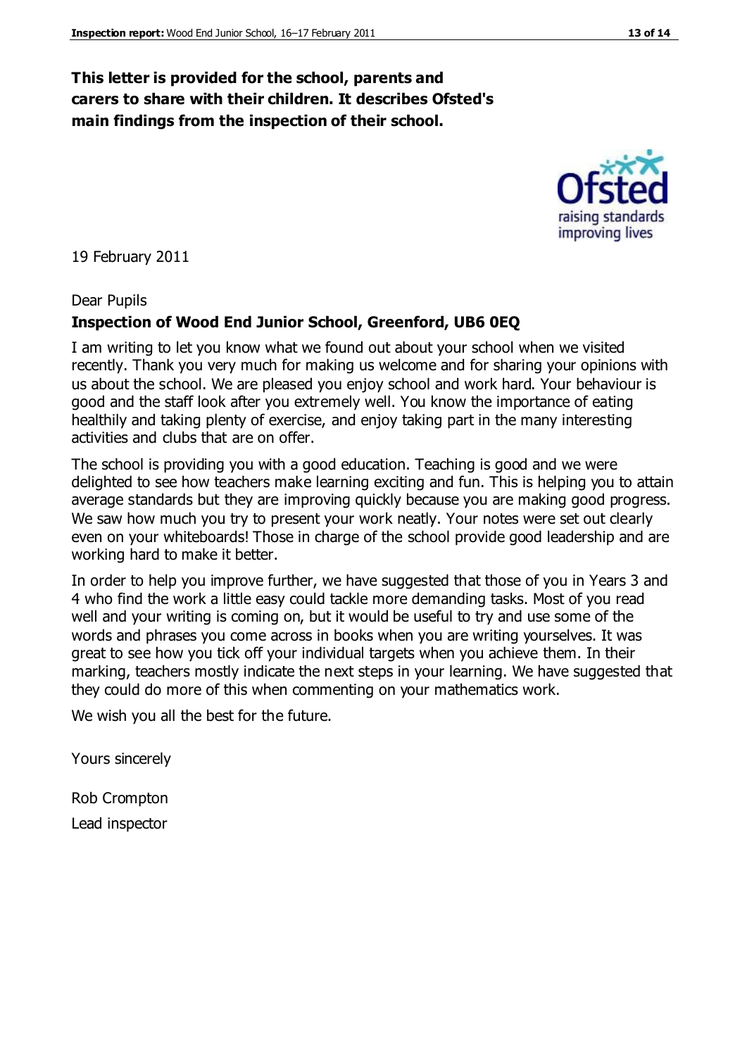**This letter is provided for the school, parents and carers to share with their children. It describes Ofsted's main findings from the inspection of their school.**

19 February 2011

Dear Pupils

**Inspection of Wood End Junior School, Greenford, UB6 0EQ**

I am writing to let you know what we found out about your school when we visited recently. Thank you very much for making us welcome and for sharing your opinions with us about the school. We are pleased you enjoy school and work hard. Your behaviour is good and the staff look after you extremely well. You know the importance of eating healthily and taking plenty of exercise, and enjoy taking part in the many interesting activities and clubs that are on offer.

The school is providing you with a good education. Teaching is good and we were delighted to see how teachers make learning exciting and fun. This is helping you to attain average standards but they are improving quickly because you are making good progress. We saw how much you try to present your work neatly. Your notes were set out clearly even on your whiteboards! Those in charge of the school provide good leadership and are working hard to make it better.

In order to help you improve further, we have suggested that those of you in Years 3 and 4 who find the work a little easy could tackle more demanding tasks. Most of you read well and your writing is coming on, but it would be useful to try and use some of the words and phrases you come across in books when you are writing yourselves. It was great to see how you tick off your individual targets when you achieve them. In their marking, teachers mostly indicate the next steps in your learning. We have suggested that they could do more of this when commenting on your mathematics work.

We wish you all the best for the future.

Yours sincerely

Rob Crompton

Lead inspector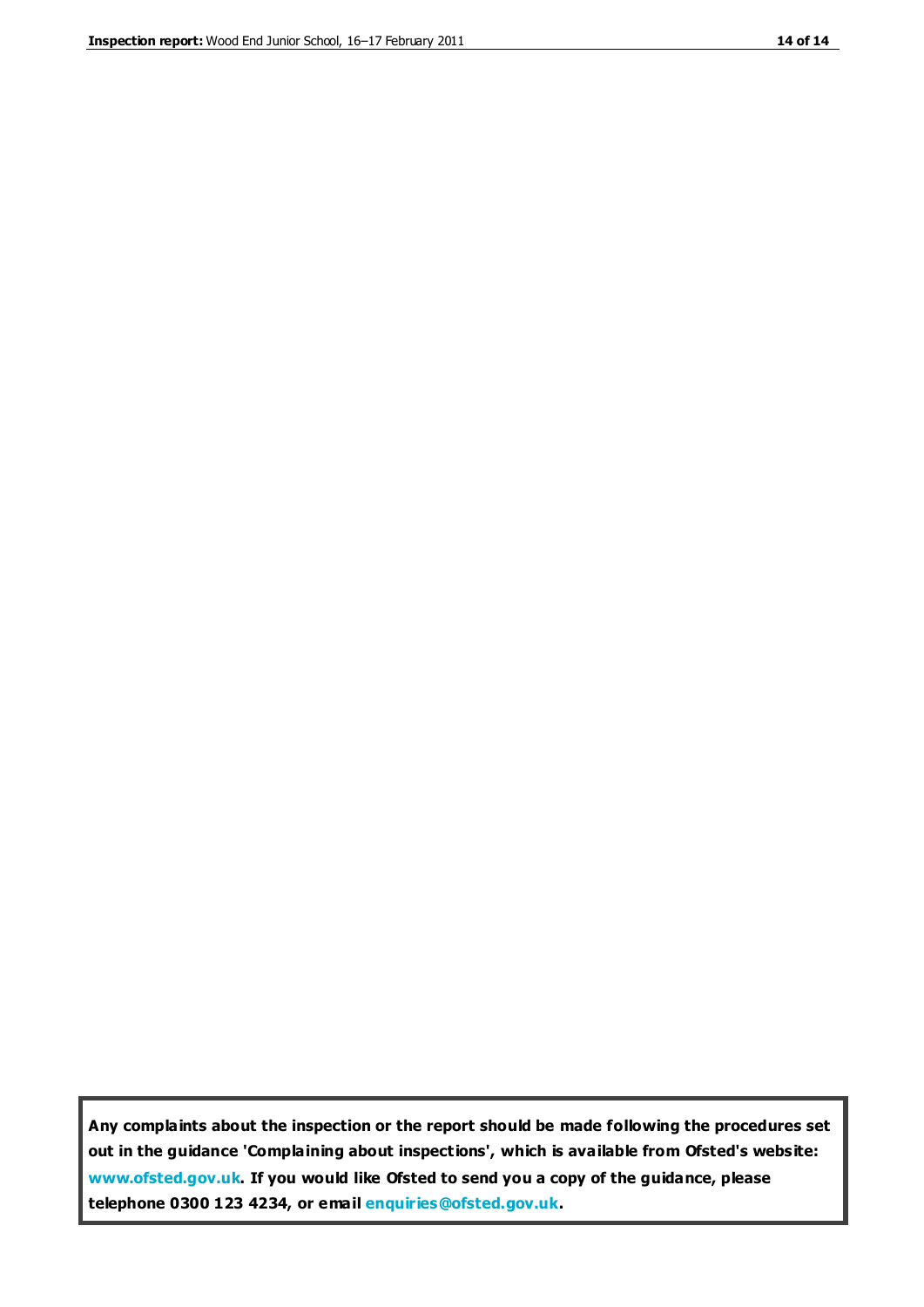**Any complaints about the inspection or the report should be made following the procedures set out in the guidance 'Complaining about inspections', which is available from Ofsted's website: www.ofsted.gov.uk. If you would like Ofsted to send you a copy of the guidance, please telephone 0300 123 4234, or email enquiries@ofsted.gov.uk.**